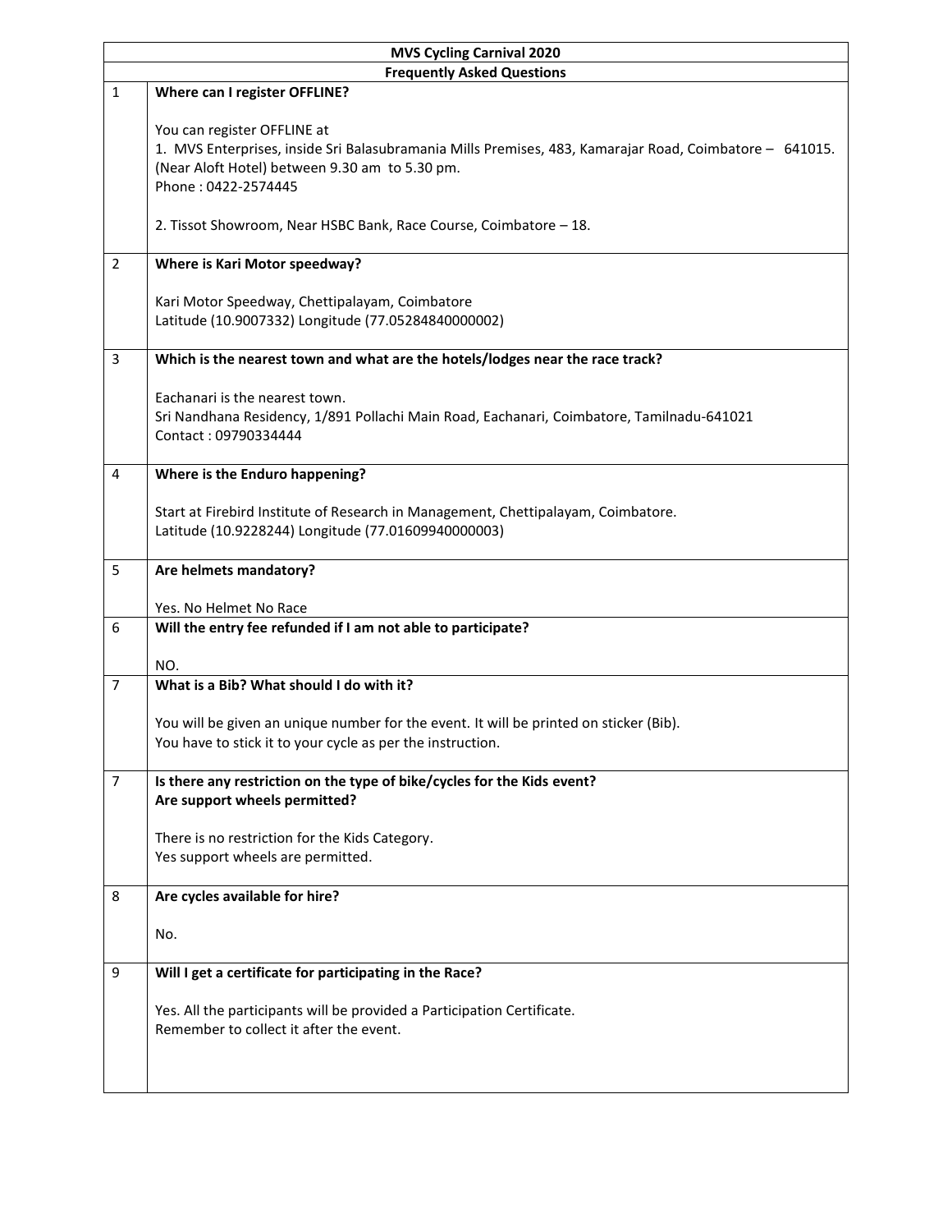| MVS Cycling Carnival 2020 | |
|---|---|
| **Frequently Asked Questions** | |
| 1 | **Where can I register OFFLINE?**<br><br>You can register OFFLINE at<br>1. MVS Enterprises, inside Sri Balasubramania Mills Premises, 483, Kamarajar Road, Coimbatore – 641015. (Near Aloft Hotel) between 9.30 am to 5.30 pm.<br>Phone : 0422-2574445<br><br>2. Tissot Showroom, Near HSBC Bank, Race Course, Coimbatore – 18. |
| 2 | **Where is Kari Motor speedway?**<br><br>Kari Motor Speedway, Chettipalayam, Coimbatore<br>Latitude (10.9007332) Longitude (77.05284840000002) |
| 3 | **Which is the nearest town and what are the hotels/lodges near the race track?**<br><br>Eachanari is the nearest town.<br>Sri Nandhana Residency, 1/891 Pollachi Main Road, Eachanari, Coimbatore, Tamilnadu-641021<br>Contact : 09790334444 |
| 4 | **Where is the Enduro happening?**<br><br>Start at Firebird Institute of Research in Management, Chettipalayam, Coimbatore.<br>Latitude (10.9228244) Longitude (77.01609940000003) |
| 5 | **Are helmets mandatory?**<br><br>Yes. No Helmet No Race |
| 6 | **Will the entry fee refunded if I am not able to participate?**<br><br>NO. |
| 7 | **What is a Bib? What should I do with it?**<br><br>You will be given an unique number for the event. It will be printed on sticker (Bib).<br>You have to stick it to your cycle as per the instruction. |
| 7 | **Is there any restriction on the type of bike/cycles for the Kids event?**<br>**Are support wheels permitted?**<br><br>There is no restriction for the Kids Category.<br>Yes support wheels are permitted. |
| 8 | **Are cycles available for hire?**<br><br>No. |
| 9 | **Will I get a certificate for participating in the Race?**<br><br>Yes. All the participants will be provided a Participation Certificate.<br>Remember to collect it after the event. |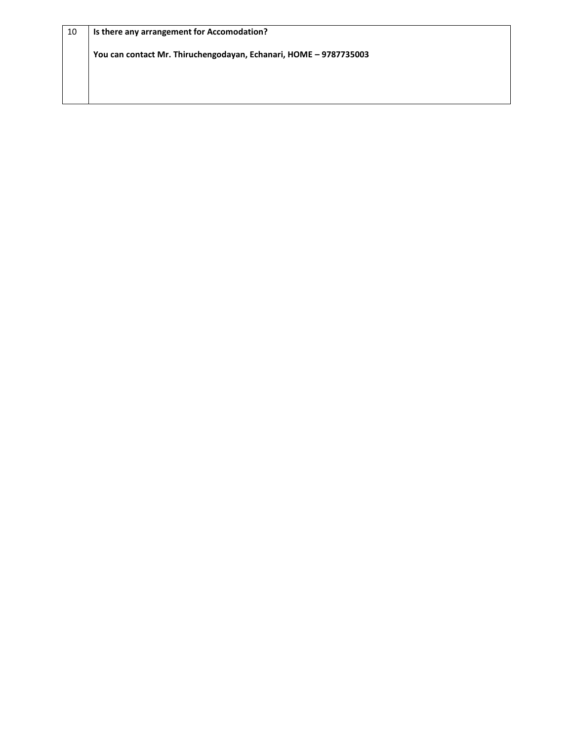| | |
|---|---|
| 10 | **Is there any arrangement for Accomodation?**<br><br>**You can contact Mr. Thiruchengodayan, Echanari, HOME – 9787735003** |